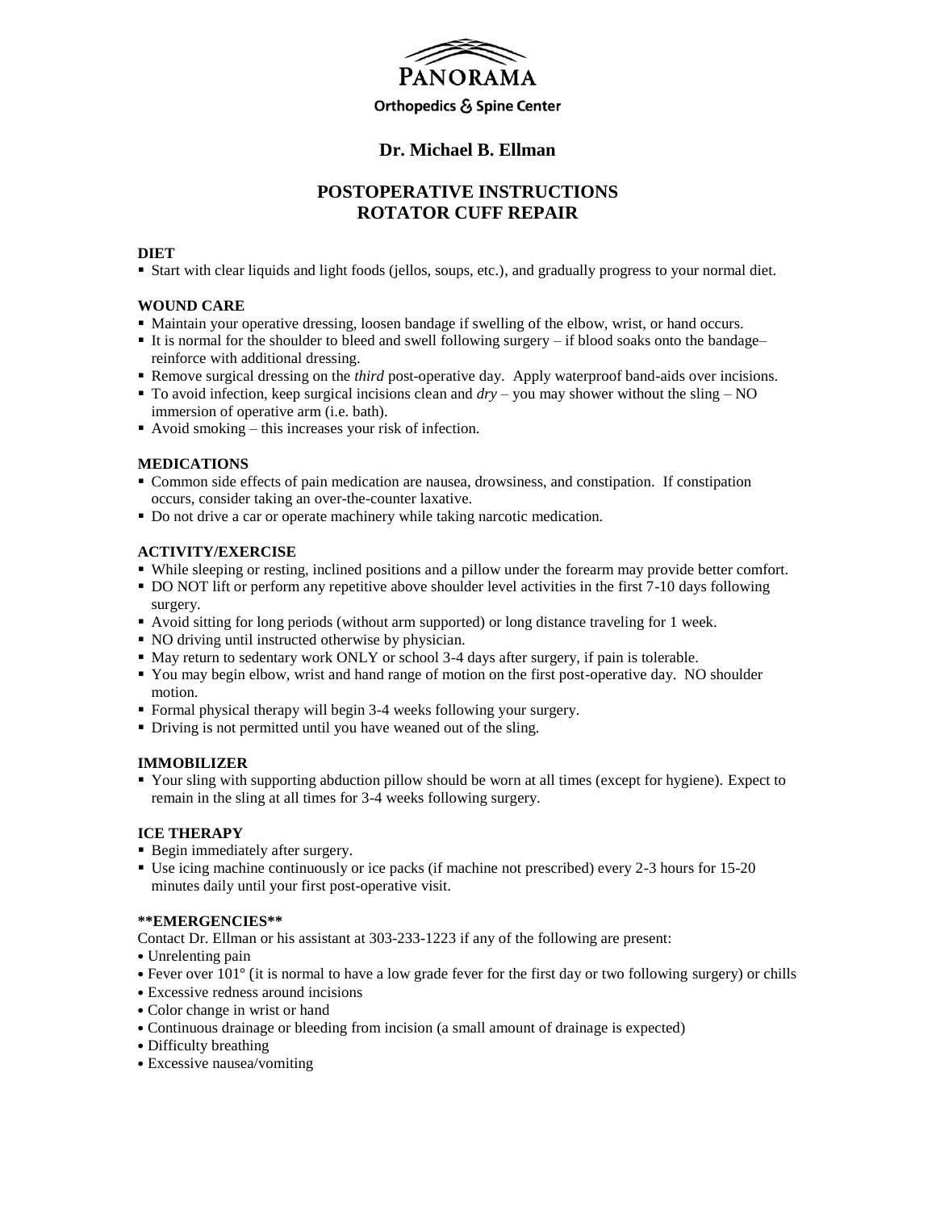# PANORAMA

**Orthopedics & Spine Center**

## Dr. Michael B. Ellman

## POSTOPERATIVE INSTRUCTIONS
## ROTATOR CUFF REPAIR

### DIET

- Start with clear liquids and light foods (jellos, soups, etc.), and gradually progress to your normal diet.

### WOUND CARE

- Maintain your operative dressing, loosen bandage if swelling of the elbow, wrist, or hand occurs.
- It is normal for the shoulder to bleed and swell following surgery – if blood soaks onto the bandage– reinforce with additional dressing.
- Remove surgical dressing on the *third* post-operative day. Apply waterproof band-aids over incisions.
- To avoid infection, keep surgical incisions clean and *dry* – you may shower without the sling – NO immersion of operative arm (i.e. bath).
- Avoid smoking – this increases your risk of infection.

### MEDICATIONS

- Common side effects of pain medication are nausea, drowsiness, and constipation. If constipation occurs, consider taking an over-the-counter laxative.
- Do not drive a car or operate machinery while taking narcotic medication.

### ACTIVITY/EXERCISE

- While sleeping or resting, inclined positions and a pillow under the forearm may provide better comfort.
- DO NOT lift or perform any repetitive above shoulder level activities in the first 7-10 days following surgery.
- Avoid sitting for long periods (without arm supported) or long distance traveling for 1 week.
- NO driving until instructed otherwise by physician.
- May return to sedentary work ONLY or school 3-4 days after surgery, if pain is tolerable.
- You may begin elbow, wrist and hand range of motion on the first post-operative day. NO shoulder motion.
- Formal physical therapy will begin 3-4 weeks following your surgery.
- Driving is not permitted until you have weaned out of the sling.

### IMMOBILIZER

- Your sling with supporting abduction pillow should be worn at all times (except for hygiene). Expect to remain in the sling at all times for 3-4 weeks following surgery.

### ICE THERAPY

- Begin immediately after surgery.
- Use icing machine continuously or ice packs (if machine not prescribed) every 2-3 hours for 15-20 minutes daily until your first post-operative visit.

### **EMERGENCIES**

Contact Dr. Ellman or his assistant at 303-233-1223 if any of the following are present:

- Unrelenting pain
- Fever over 101° (it is normal to have a low grade fever for the first day or two following surgery) or chills
- Excessive redness around incisions
- Color change in wrist or hand
- Continuous drainage or bleeding from incision (a small amount of drainage is expected)
- Difficulty breathing
- Excessive nausea/vomiting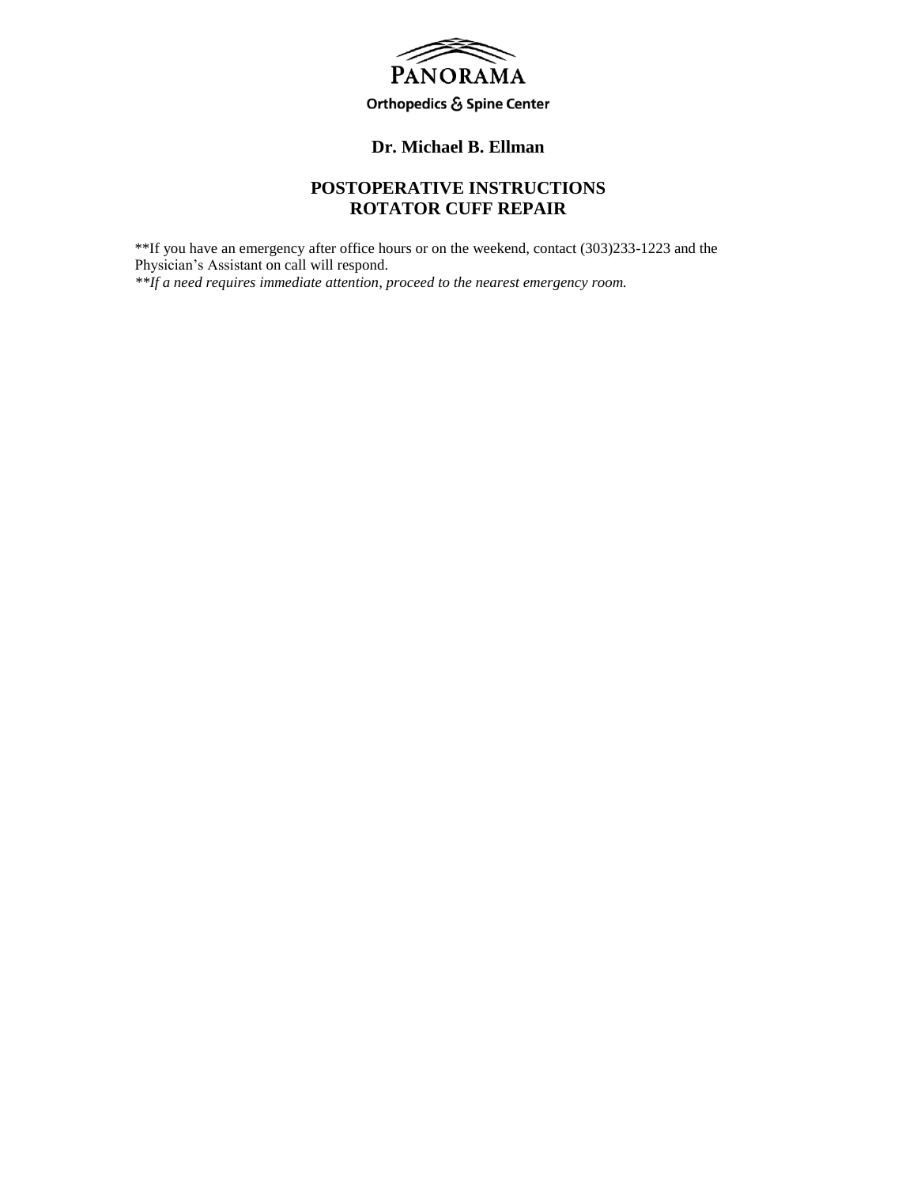PANORAMA

Orthopedics & Spine Center

**Dr. Michael B. Ellman**

**POSTOPERATIVE INSTRUCTIONS**
**ROTATOR CUFF REPAIR**

**If you have an emergency after office hours or on the weekend, contact (303)233-1223 and the Physician's Assistant on call will respond.
*\*\*If a need requires immediate attention, proceed to the nearest emergency room.*